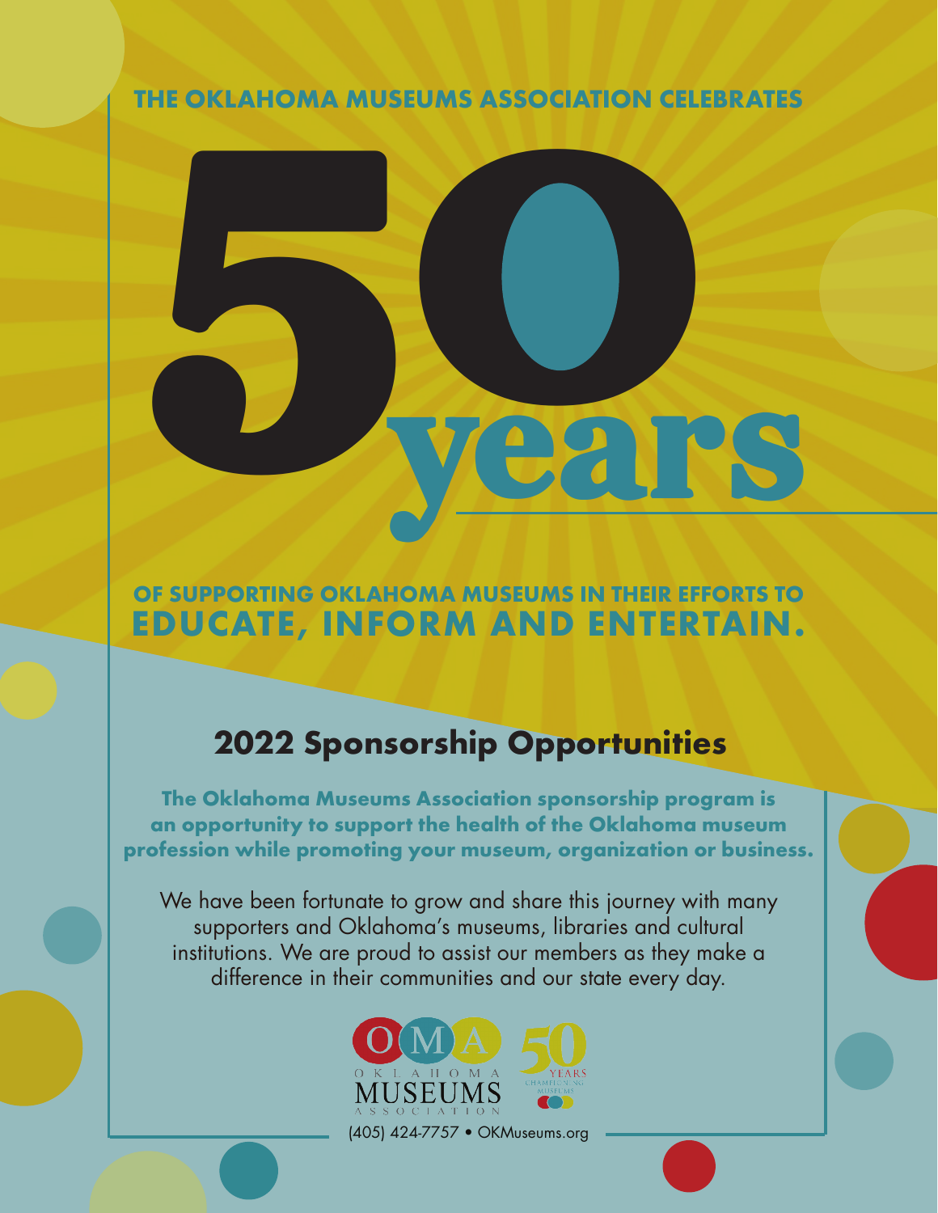THE OKLAHOMA MUSEUMS ASSOCIATION CELEBRATES

# 50 years

OF SUPPORTING OKLAHOMA MUSEUMS IN THEIR EFFORTS TO

**EDUCATE, INFORM AND ENTERTAIN.**

## 2022 Sponsorship Opportunities

**The Oklahoma Museums Association sponsorship program is an opportunity to support the health of the Oklahoma museum profession while promoting your museum, organization or business.**

We have been fortunate to grow and share this journey with many supporters and Oklahoma's museums, libraries and cultural institutions. We are proud to assist our members as they make a difference in their communities and our state every day.

OMA Oklahoma Museums Association — 50 Years Championing Museums

(405) 424-7757 • OKMuseums.org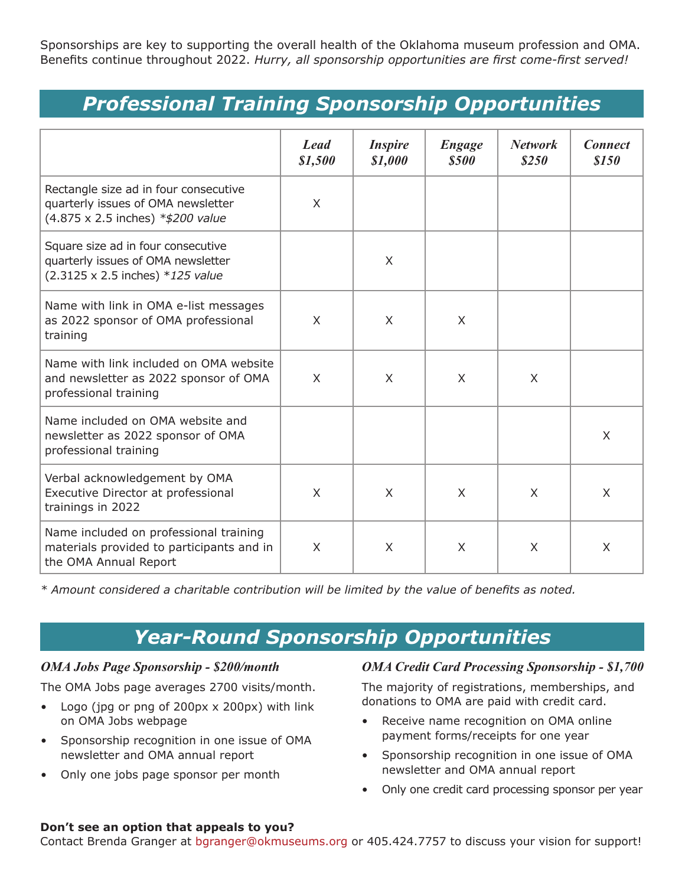Sponsorships are key to supporting the overall health of the Oklahoma museum profession and OMA. Benefits continue throughout 2022. *Hurry, all sponsorship opportunities are first come-first served!*

## *Professional Training Sponsorship Opportunities*

| | *Lead $1,500* | *Inspire $1,000* | *Engage $500* | *Network $250* | *Connect $150* |
|---|---|---|---|---|---|
| Rectangle size ad in four consecutive quarterly issues of OMA newsletter (4.875 x 2.5 inches) *\*$200 value* | X | | | | |
| Square size ad in four consecutive quarterly issues of OMA newsletter (2.3125 x 2.5 inches) *\*125 value* | | X | | | |
| Name with link in OMA e-list messages as 2022 sponsor of OMA professional training | X | X | X | | |
| Name with link included on OMA website and newsletter as 2022 sponsor of OMA professional training | X | X | X | X | |
| Name included on OMA website and newsletter as 2022 sponsor of OMA professional training | | | | | X |
| Verbal acknowledgement by OMA Executive Director at professional trainings in 2022 | X | X | X | X | X |
| Name included on professional training materials provided to participants and in the OMA Annual Report | X | X | X | X | X |

*\* Amount considered a charitable contribution will be limited by the value of benefits as noted.*

## *Year-Round Sponsorship Opportunities*

### *OMA Jobs Page Sponsorship - $200/month*

The OMA Jobs page averages 2700 visits/month.

- Logo (jpg or png of 200px x 200px) with link on OMA Jobs webpage
- Sponsorship recognition in one issue of OMA newsletter and OMA annual report
- Only one jobs page sponsor per month

### *OMA Credit Card Processing Sponsorship - $1,700*

The majority of registrations, memberships, and donations to OMA are paid with credit card.

- Receive name recognition on OMA online payment forms/receipts for one year
- Sponsorship recognition in one issue of OMA newsletter and OMA annual report
- Only one credit card processing sponsor per year

**Don't see an option that appeals to you?**
Contact Brenda Granger at bgranger@okmuseums.org or 405.424.7757 to discuss your vision for support!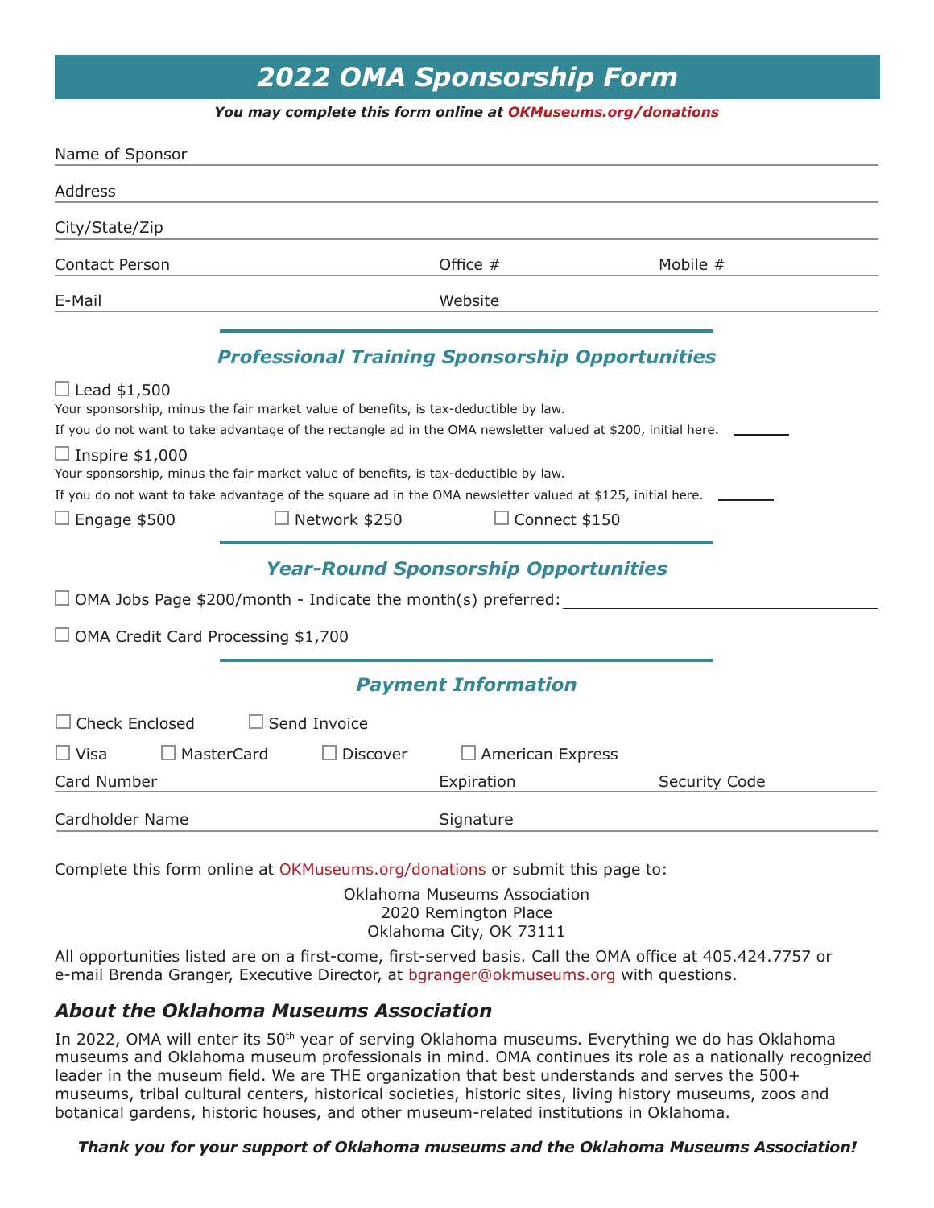# 2022 OMA Sponsorship Form

***You may complete this form online at OKMuseums.org/donations***

Name of Sponsor

Address

City/State/Zip

Contact Person Office # Mobile #

E-Mail Website

## *Professional Training Sponsorship Opportunities*

☐ Lead $1,500

Your sponsorship, minus the fair market value of benefits, is tax-deductible by law.

If you do not want to take advantage of the rectangle ad in the OMA newsletter valued at $200, initial here. ________

☐ Inspire $1,000

Your sponsorship, minus the fair market value of benefits, is tax-deductible by law.

If you do not want to take advantage of the square ad in the OMA newsletter valued at $125, initial here. ________

☐ Engage $500 ☐ Network $250 ☐ Connect $150

## *Year-Round Sponsorship Opportunities*

☐ OMA Jobs Page $200/month - Indicate the month(s) preferred: ________________________

☐ OMA Credit Card Processing $1,700

## *Payment Information*

☐ Check Enclosed ☐ Send Invoice

☐ Visa ☐ MasterCard ☐ Discover ☐ American Express

Card Number Expiration Security Code

Cardholder Name Signature

Complete this form online at OKMuseums.org/donations or submit this page to:

Oklahoma Museums Association
2020 Remington Place
Oklahoma City, OK 73111

All opportunities listed are on a first-come, first-served basis. Call the OMA office at 405.424.7757 or e-mail Brenda Granger, Executive Director, at bgranger@okmuseums.org with questions.

## *About the Oklahoma Museums Association*

In 2022, OMA will enter its 50th year of serving Oklahoma museums. Everything we do has Oklahoma museums and Oklahoma museum professionals in mind. OMA continues its role as a nationally recognized leader in the museum field. We are THE organization that best understands and serves the 500+ museums, tribal cultural centers, historical societies, historic sites, living history museums, zoos and botanical gardens, historic houses, and other museum-related institutions in Oklahoma.

***Thank you for your support of Oklahoma museums and the Oklahoma Museums Association!***